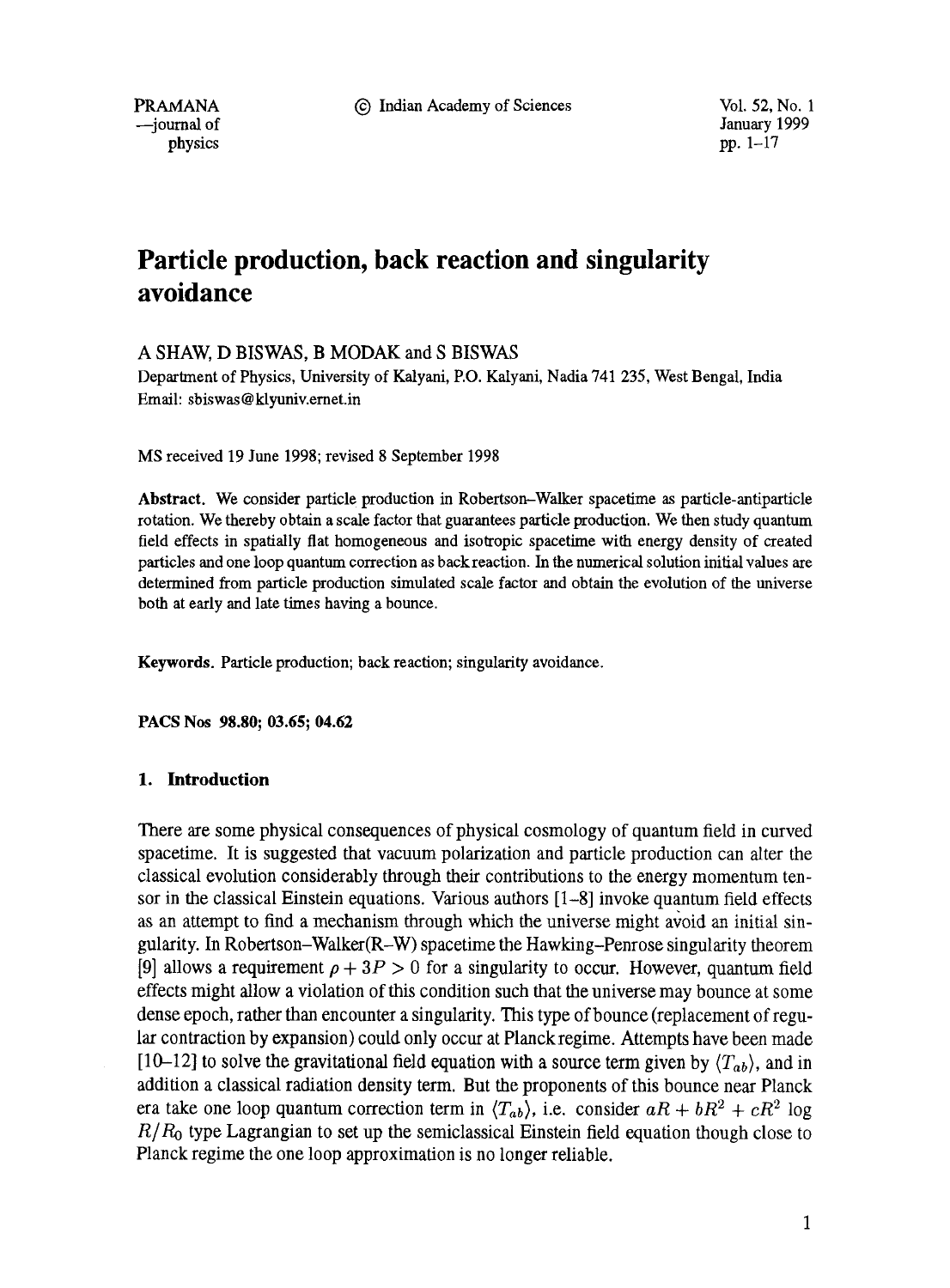# Particle production, back reaction and singularity avoidance

A SHAW, D BISWAS, B MODAK and S BISWAS

Department of Physics, University of Kalyani, P.O. Kalyani, Nadia 741 235, West Bengal, India
Email: sbiswas@klyuniv.ernet.in

MS received 19 June 1998; revised 8 September 1998

**Abstract.** We consider particle production in Robertson–Walker spacetime as particle-antiparticle rotation. We thereby obtain a scale factor that guarantees particle production. We then study quantum field effects in spatially flat homogeneous and isotropic spacetime with energy density of created particles and one loop quantum correction as back reaction. In the numerical solution initial values are determined from particle production simulated scale factor and obtain the evolution of the universe both at early and late times having a bounce.

**Keywords.** Particle production; back reaction; singularity avoidance.

**PACS Nos** 98.80; 03.65; 04.62

## 1. Introduction

There are some physical consequences of physical cosmology of quantum field in curved spacetime. It is suggested that vacuum polarization and particle production can alter the classical evolution considerably through their contributions to the energy momentum tensor in the classical Einstein equations. Various authors [1–8] invoke quantum field effects as an attempt to find a mechanism through which the universe might avoid an initial singularity. In Robertson–Walker(R–W) spacetime the Hawking–Penrose singularity theorem [9] allows a requirement $\rho + 3P > 0$ for a singularity to occur. However, quantum field effects might allow a violation of this condition such that the universe may bounce at some dense epoch, rather than encounter a singularity. This type of bounce (replacement of regular contraction by expansion) could only occur at Planck regime. Attempts have been made [10–12] to solve the gravitational field equation with a source term given by $\langle T_{ab} \rangle$, and in addition a classical radiation density term. But the proponents of this bounce near Planck era take one loop quantum correction term in $\langle T_{ab} \rangle$, i.e. consider $aR + bR^2 + cR^2 \log R/R_0$ type Lagrangian to set up the semiclassical Einstein field equation though close to Planck regime the one loop approximation is no longer reliable.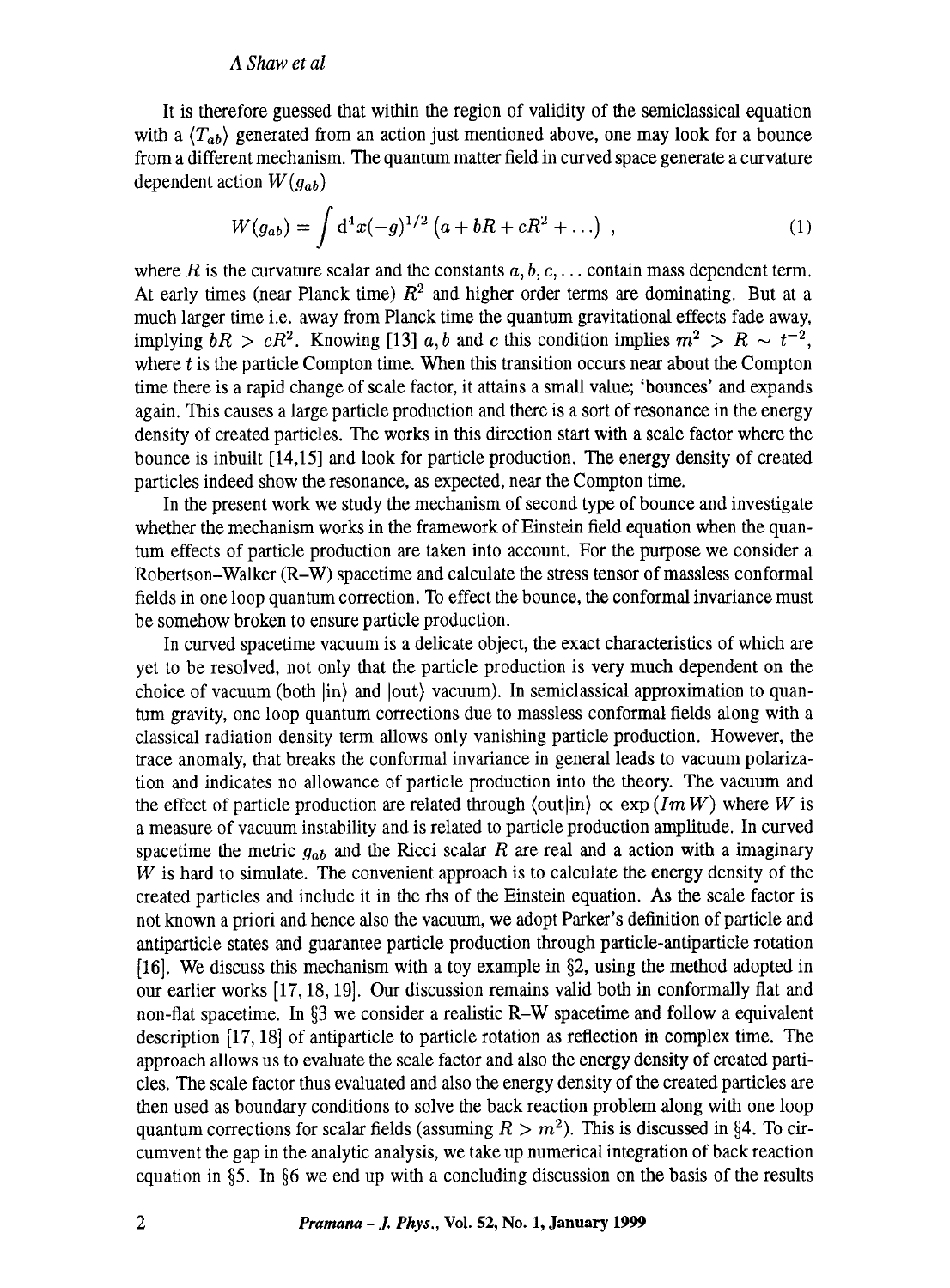It is therefore guessed that within the region of validity of the semiclassical equation with a $\langle T_{ab} \rangle$ generated from an action just mentioned above, one may look for a bounce from a different mechanism. The quantum matter field in curved space generate a curvature dependent action $W(g_{ab})$

$$W(g_{ab}) = \int \mathrm{d}^4x(-g)^{1/2} \left(a + bR + cR^2 + \ldots\right) , \tag{1}$$

where $R$ is the curvature scalar and the constants $a, b, c, \ldots$ contain mass dependent term. At early times (near Planck time) $R^2$ and higher order terms are dominating. But at a much larger time i.e. away from Planck time the quantum gravitational effects fade away, implying $bR > cR^2$. Knowing [13] $a, b$ and $c$ this condition implies $m^2 > R \sim t^{-2}$, where $t$ is the particle Compton time. When this transition occurs near about the Compton time there is a rapid change of scale factor, it attains a small value; 'bounces' and expands again. This causes a large particle production and there is a sort of resonance in the energy density of created particles. The works in this direction start with a scale factor where the bounce is inbuilt [14,15] and look for particle production. The energy density of created particles indeed show the resonance, as expected, near the Compton time.

In the present work we study the mechanism of second type of bounce and investigate whether the mechanism works in the framework of Einstein field equation when the quantum effects of particle production are taken into account. For the purpose we consider a Robertson–Walker (R–W) spacetime and calculate the stress tensor of massless conformal fields in one loop quantum correction. To effect the bounce, the conformal invariance must be somehow broken to ensure particle production.

In curved spacetime vacuum is a delicate object, the exact characteristics of which are yet to be resolved, not only that the particle production is very much dependent on the choice of vacuum (both $|\mathrm{in}\rangle$ and $|\mathrm{out}\rangle$ vacuum). In semiclassical approximation to quantum gravity, one loop quantum corrections due to massless conformal fields along with a classical radiation density term allows only vanishing particle production. However, the trace anomaly, that breaks the conformal invariance in general leads to vacuum polarization and indicates no allowance of particle production into the theory. The vacuum and the effect of particle production are related through $\langle \mathrm{out}|\mathrm{in}\rangle \propto \exp\left(Im\, W\right)$ where $W$ is a measure of vacuum instability and is related to particle production amplitude. In curved spacetime the metric $g_{ab}$ and the Ricci scalar $R$ are real and a action with a imaginary $W$ is hard to simulate. The convenient approach is to calculate the energy density of the created particles and include it in the rhs of the Einstein equation. As the scale factor is not known a priori and hence also the vacuum, we adopt Parker's definition of particle and antiparticle states and guarantee particle production through particle-antiparticle rotation [16]. We discuss this mechanism with a toy example in §2, using the method adopted in our earlier works [17, 18, 19]. Our discussion remains valid both in conformally flat and non-flat spacetime. In §3 we consider a realistic R–W spacetime and follow a equivalent description [17, 18] of antiparticle to particle rotation as reflection in complex time. The approach allows us to evaluate the scale factor and also the energy density of created particles. The scale factor thus evaluated and also the energy density of the created particles are then used as boundary conditions to solve the back reaction problem along with one loop quantum corrections for scalar fields (assuming $R > m^2$). This is discussed in §4. To circumvent the gap in the analytic analysis, we take up numerical integration of back reaction equation in §5. In §6 we end up with a concluding discussion on the basis of the results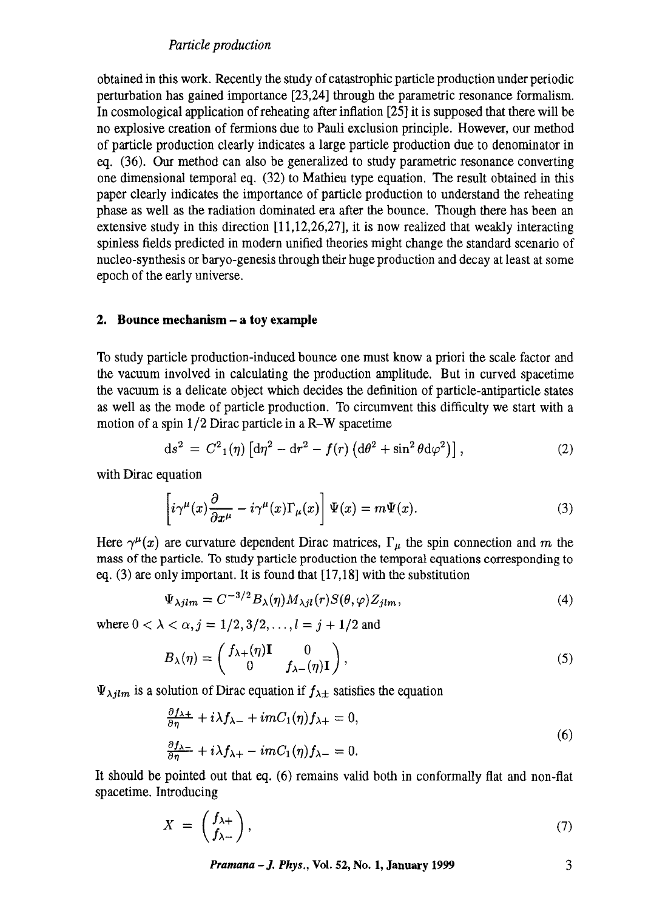obtained in this work. Recently the study of catastrophic particle production under periodic perturbation has gained importance [23,24] through the parametric resonance formalism. In cosmological application of reheating after inflation [25] it is supposed that there will be no explosive creation of fermions due to Pauli exclusion principle. However, our method of particle production clearly indicates a large particle production due to denominator in eq. (36). Our method can also be generalized to study parametric resonance converting one dimensional temporal eq. (32) to Mathieu type equation. The result obtained in this paper clearly indicates the importance of particle production to understand the reheating phase as well as the radiation dominated era after the bounce. Though there has been an extensive study in this direction [11,12,26,27], it is now realized that weakly interacting spinless fields predicted in modern unified theories might change the standard scenario of nucleo-synthesis or baryo-genesis through their huge production and decay at least at some epoch of the early universe.

## 2. Bounce mechanism – a toy example

To study particle production-induced bounce one must know a priori the scale factor and the vacuum involved in calculating the production amplitude. But in curved spacetime the vacuum is a delicate object which decides the definition of particle-antiparticle states as well as the mode of particle production. To circumvent this difficulty we start with a motion of a spin $1/2$ Dirac particle in a R–W spacetime

$$ds^2 = C^2{}_1(\eta)\left[d\eta^2 - dr^2 - f(r)\left(d\theta^2 + \sin^2\theta d\varphi^2\right)\right], \tag{2}$$

with Dirac equation

$$\left[i\gamma^\mu(x)\frac{\partial}{\partial x^\mu} - i\gamma^\mu(x)\Gamma_\mu(x)\right]\Psi(x) = m\Psi(x). \tag{3}$$

Here $\gamma^\mu(x)$ are curvature dependent Dirac matrices, $\Gamma_\mu$ the spin connection and $m$ the mass of the particle. To study particle production the temporal equations corresponding to eq. (3) are only important. It is found that [17,18] with the substitution

$$\Psi_{\lambda jlm} = C^{-3/2}B_\lambda(\eta)M_{\lambda jl}(r)S(\theta,\varphi)Z_{jlm}, \tag{4}$$

where $0 < \lambda < \alpha, j = 1/2, 3/2, \ldots, l = j + 1/2$ and

$$B_\lambda(\eta) = \begin{pmatrix} f_{\lambda+}(\eta)\mathbf{I} & 0 \\ 0 & f_{\lambda-}(\eta)\mathbf{I} \end{pmatrix}, \tag{5}$$

$\Psi_{\lambda jlm}$ is a solution of Dirac equation if $f_{\lambda\pm}$ satisfies the equation

$$\begin{aligned} &\tfrac{\partial f_{\lambda+}}{\partial \eta} + i\lambda f_{\lambda-} + imC_1(\eta)f_{\lambda+} = 0, \\ &\tfrac{\partial f_{\lambda-}}{\partial \eta} + i\lambda f_{\lambda+} - imC_1(\eta)f_{\lambda-} = 0. \end{aligned} \tag{6}$$

It should be pointed out that eq. (6) remains valid both in conformally flat and non-flat spacetime. Introducing

$$X = \begin{pmatrix} f_{\lambda+} \\ f_{\lambda-} \end{pmatrix}, \tag{7}$$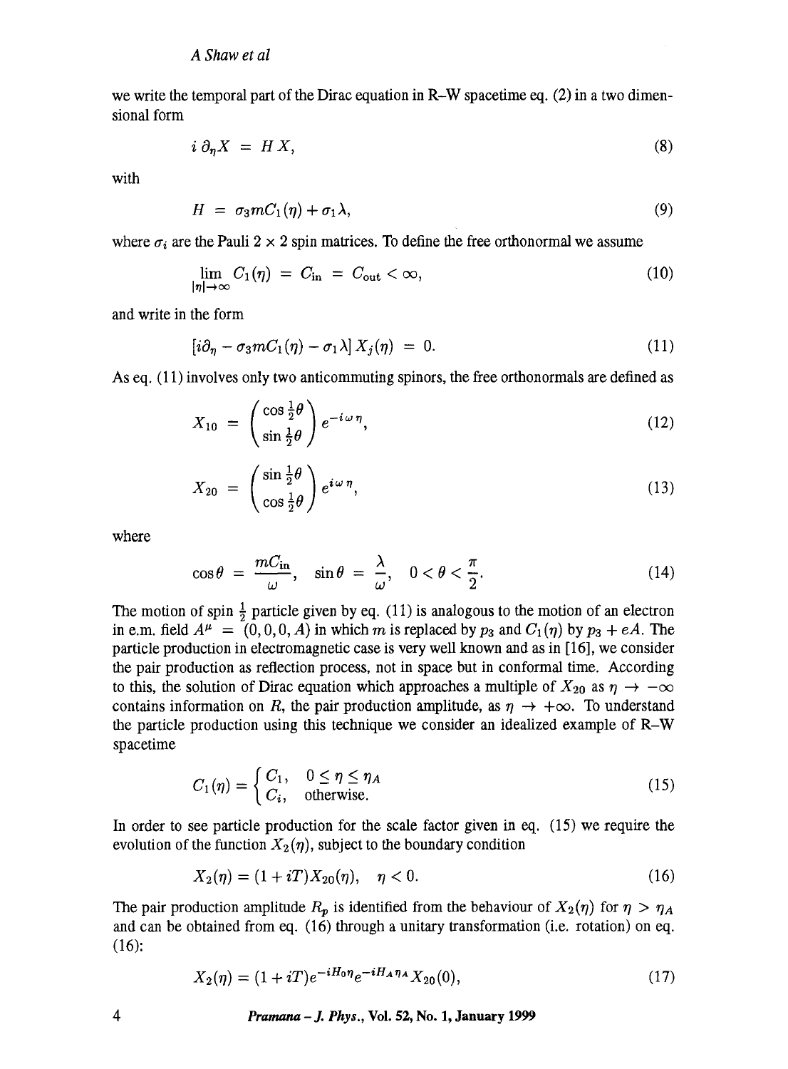we write the temporal part of the Dirac equation in R–W spacetime eq. (2) in a two dimensional form

$$i\,\partial_\eta X \;=\; H\,X, \tag{8}$$

with

$$H \;=\; \sigma_3 m C_1(\eta) + \sigma_1 \lambda, \tag{9}$$

where $\sigma_i$ are the Pauli $2\times 2$ spin matrices. To define the free orthonormal we assume

$$\lim_{|\eta|\to\infty} C_1(\eta) \;=\; C_{\rm in} \;=\; C_{\rm out} < \infty, \tag{10}$$

and write in the form

$$\left[i\partial_\eta - \sigma_3 m C_1(\eta) - \sigma_1\lambda\right] X_j(\eta) \;=\; 0. \tag{11}$$

As eq. (11) involves only two anticommuting spinors, the free orthonormals are defined as

$$X_{10} \;=\; \begin{pmatrix} \cos\frac{1}{2}\theta \\ \sin\frac{1}{2}\theta \end{pmatrix} e^{-i\,\omega\,\eta}, \tag{12}$$

$$X_{20} \;=\; \begin{pmatrix} \sin\frac{1}{2}\theta \\ \cos\frac{1}{2}\theta \end{pmatrix} e^{i\,\omega\,\eta}, \tag{13}$$

where

$$\cos\theta \;=\; \frac{mC_{\rm in}}{\omega},\quad \sin\theta \;=\; \frac{\lambda}{\omega},\quad 0<\theta<\frac{\pi}{2}. \tag{14}$$

The motion of spin $\frac{1}{2}$ particle given by eq. (11) is analogous to the motion of an electron in e.m. field $A^\mu \;=\; (0,0,0,A)$ in which $m$ is replaced by $p_3$ and $C_1(\eta)$ by $p_3 + eA$. The particle production in electromagnetic case is very well known and as in [16], we consider the pair production as reflection process, not in space but in conformal time. According to this, the solution of Dirac equation which approaches a multiple of $X_{20}$ as $\eta\to-\infty$ contains information on $R$, the pair production amplitude, as $\eta\to+\infty$. To understand the particle production using this technique we consider an idealized example of R–W spacetime

$$C_1(\eta) = \begin{cases} C_1, & 0\le\eta\le\eta_A \\ C_i, & \text{otherwise.}\end{cases} \tag{15}$$

In order to see particle production for the scale factor given in eq. (15) we require the evolution of the function $X_2(\eta)$, subject to the boundary condition

$$X_2(\eta) = (1+iT)X_{20}(\eta),\quad \eta<0. \tag{16}$$

The pair production amplitude $R_p$ is identified from the behaviour of $X_2(\eta)$ for $\eta>\eta_A$ and can be obtained from eq. (16) through a unitary transformation (i.e. rotation) on eq. (16):

$$X_2(\eta) = (1+iT)e^{-iH_0\eta}e^{-iH_A\eta_A}X_{20}(0), \tag{17}$$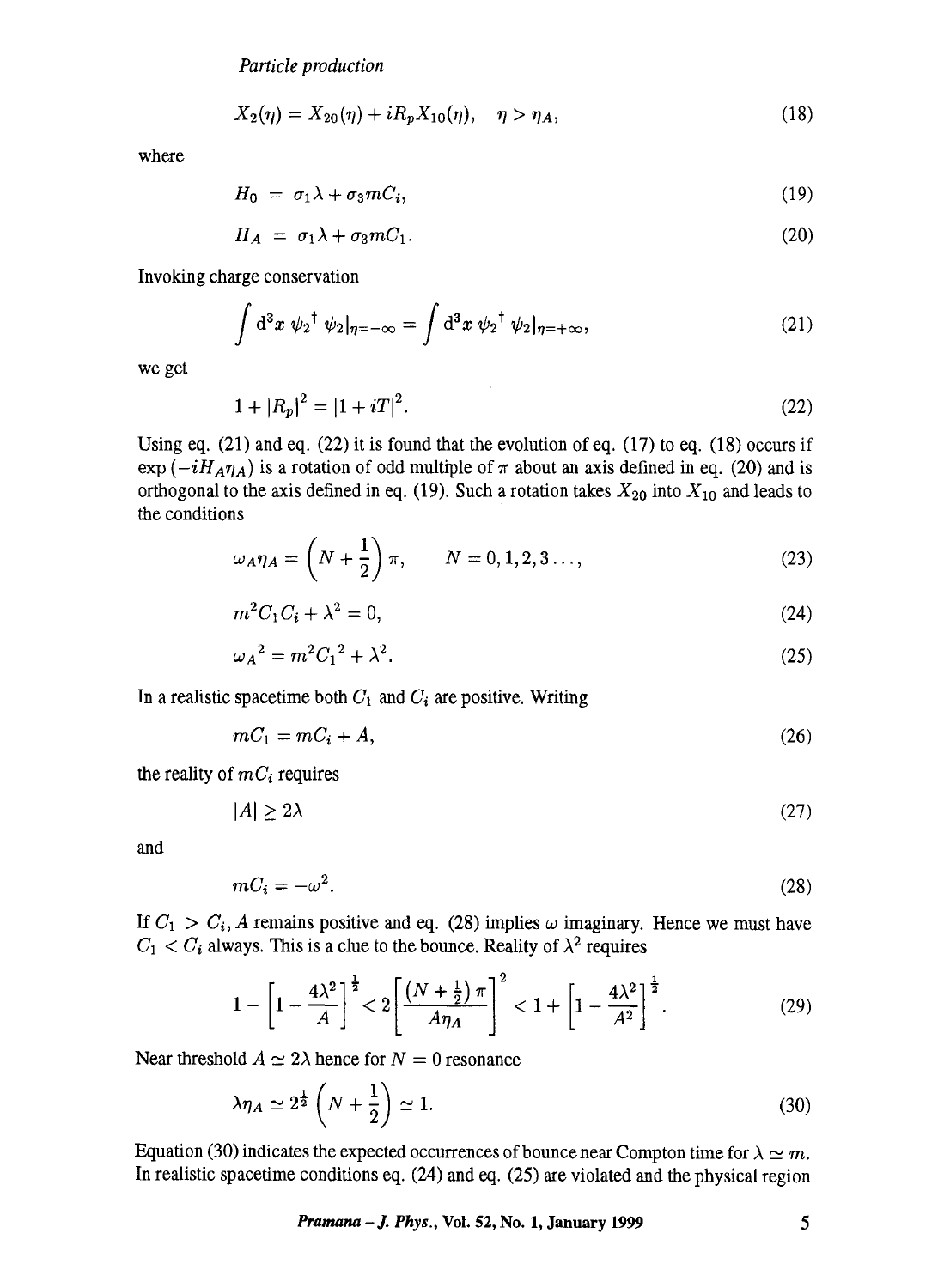$$X_2(\eta) = X_{20}(\eta) + iR_p X_{10}(\eta), \quad \eta > \eta_A, \tag{18}$$

where

$$H_0 = \sigma_1 \lambda + \sigma_3 m C_i, \tag{19}$$

$$H_A = \sigma_1 \lambda + \sigma_3 m C_1. \tag{20}$$

Invoking charge conservation

$$\int \mathrm{d}^3x \, {\psi_2}^\dagger \, \psi_2|_{\eta=-\infty} = \int \mathrm{d}^3x \, {\psi_2}^\dagger \, \psi_2|_{\eta=+\infty}, \tag{21}$$

we get

$$1 + |R_p|^2 = |1 + iT|^2. \tag{22}$$

Using eq. (21) and eq. (22) it is found that the evolution of eq. (17) to eq. (18) occurs if $\exp(-iH_A\eta_A)$ is a rotation of odd multiple of $\pi$ about an axis defined in eq. (20) and is orthogonal to the axis defined in eq. (19). Such a rotation takes $X_{20}$ into $X_{10}$ and leads to the conditions

$$\omega_A \eta_A = \left(N + \frac{1}{2}\right)\pi, \qquad N = 0, 1, 2, 3 \ldots, \tag{23}$$

$$m^2 C_1 C_i + \lambda^2 = 0, \tag{24}$$

$${\omega_A}^2 = m^2 {C_1}^2 + \lambda^2. \tag{25}$$

In a realistic spacetime both $C_1$ and $C_i$ are positive. Writing

$$mC_1 = mC_i + A, \tag{26}$$

the reality of $mC_i$ requires

$$|A| \geq 2\lambda \tag{27}$$

and

$$mC_i = -\omega^2. \tag{28}$$

If $C_1 > C_i$, $A$ remains positive and eq. (28) implies $\omega$ imaginary. Hence we must have $C_1 < C_i$ always. This is a clue to the bounce. Reality of $\lambda^2$ requires

$$1 - \left[1 - \frac{4\lambda^2}{A}\right]^{\frac{1}{2}} < 2\left[\frac{\left(N + \frac{1}{2}\right)\pi}{A\eta_A}\right]^2 < 1 + \left[1 - \frac{4\lambda^2}{A^2}\right]^{\frac{1}{2}}. \tag{29}$$

Near threshold $A \simeq 2\lambda$ hence for $N = 0$ resonance

$$\lambda\eta_A \simeq 2^{\frac{1}{2}}\left(N + \frac{1}{2}\right) \simeq 1. \tag{30}$$

Equation (30) indicates the expected occurrences of bounce near Compton time for $\lambda \simeq m$. In realistic spacetime conditions eq. (24) and eq. (25) are violated and the physical region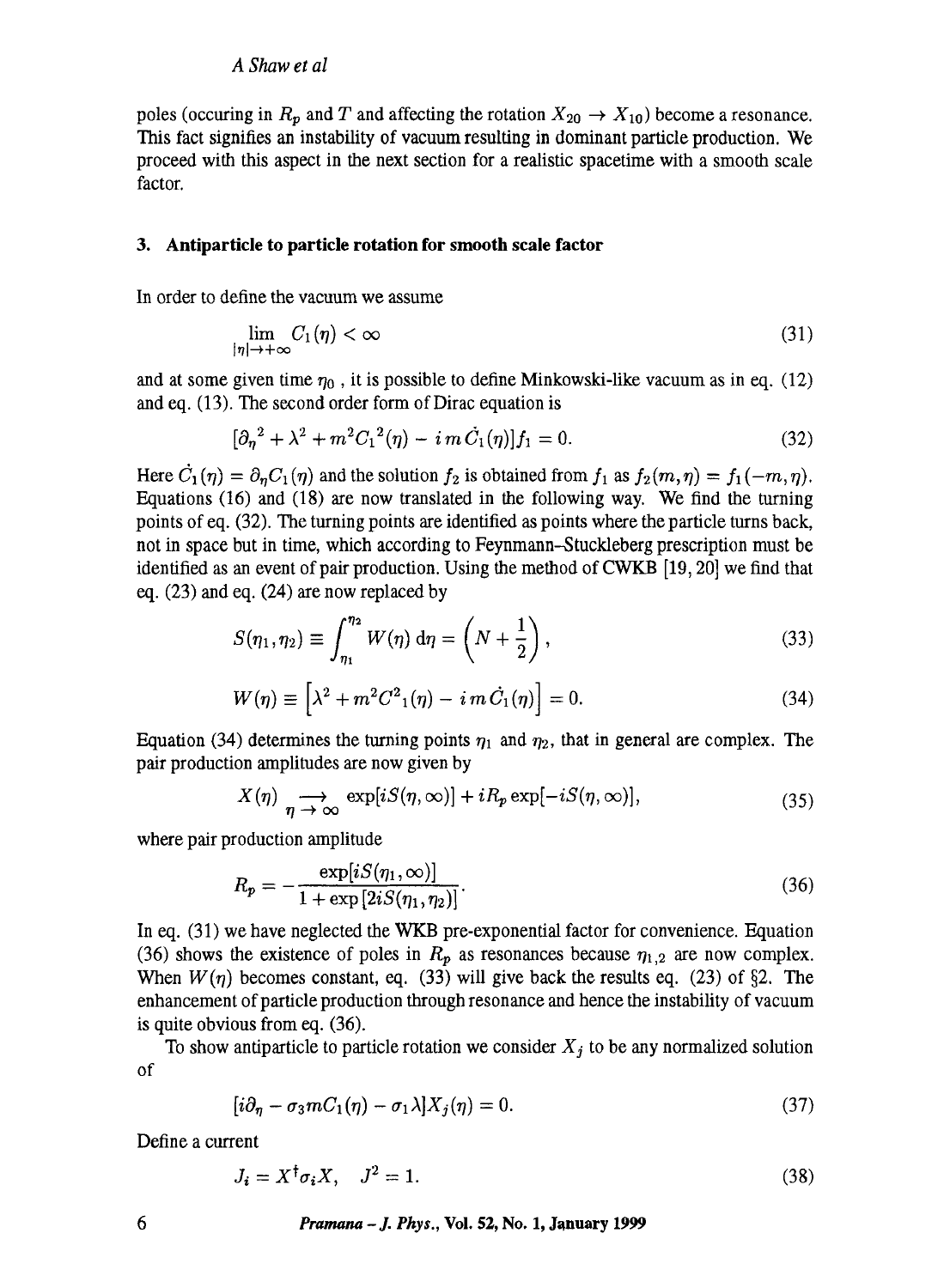poles (occuring in $R_p$ and $T$ and affecting the rotation $X_{20} \to X_{10}$) become a resonance. This fact signifies an instability of vacuum resulting in dominant particle production. We proceed with this aspect in the next section for a realistic spacetime with a smooth scale factor.

## 3. Antiparticle to particle rotation for smooth scale factor

In order to define the vacuum we assume

$$\lim_{|\eta| \to +\infty} C_1(\eta) < \infty \tag{31}$$

and at some given time $\eta_0$, it is possible to define Minkowski-like vacuum as in eq. (12) and eq. (13). The second order form of Dirac equation is

$$[\partial_\eta{}^2 + \lambda^2 + m^2 C_1{}^2(\eta) - i\, m\, \dot{C}_1(\eta)] f_1 = 0. \tag{32}$$

Here $\dot{C}_1(\eta) = \partial_\eta C_1(\eta)$ and the solution $f_2$ is obtained from $f_1$ as $f_2(m, \eta) = f_1(-m, \eta)$. Equations (16) and (18) are now translated in the following way. We find the turning points of eq. (32). The turning points are identified as points where the particle turns back, not in space but in time, which according to Feynmann–Stuckleberg prescription must be identified as an event of pair production. Using the method of CWKB [19, 20] we find that eq. (23) and eq. (24) are now replaced by

$$S(\eta_1, \eta_2) \equiv \int_{\eta_1}^{\eta_2} W(\eta)\, \mathrm{d}\eta = \left(N + \frac{1}{2}\right), \tag{33}$$

$$W(\eta) \equiv \left[\lambda^2 + m^2 C^2{}_1(\eta) - i\, m\, \dot{C}_1(\eta)\right] = 0. \tag{34}$$

Equation (34) determines the turning points $\eta_1$ and $\eta_2$, that in general are complex. The pair production amplitudes are now given by

$$X(\eta) \underset{\eta \to \infty}{\longrightarrow} \exp[iS(\eta, \infty)] + iR_p \exp[-iS(\eta, \infty)], \tag{35}$$

where pair production amplitude

$$R_p = -\frac{\exp[iS(\eta_1, \infty)]}{1 + \exp[2iS(\eta_1, \eta_2)]}. \tag{36}$$

In eq. (31) we have neglected the WKB pre-exponential factor for convenience. Equation (36) shows the existence of poles in $R_p$ as resonances because $\eta_{1,2}$ are now complex. When $W(\eta)$ becomes constant, eq. (33) will give back the results eq. (23) of §2. The enhancement of particle production through resonance and hence the instability of vacuum is quite obvious from eq. (36).

To show antiparticle to particle rotation we consider $X_j$ to be any normalized solution of

$$[i\partial_\eta - \sigma_3 m C_1(\eta) - \sigma_1 \lambda] X_j(\eta) = 0. \tag{37}$$

Define a current

$$J_i = X^\dagger \sigma_i X, \quad J^2 = 1. \tag{38}$$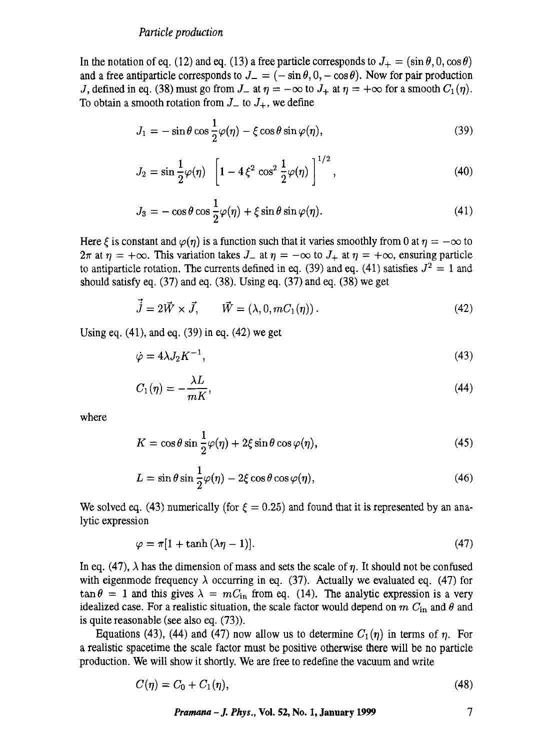In the notation of eq. (12) and eq. (13) a free particle corresponds to $J_+ = (\sin\theta, 0, \cos\theta)$ and a free antiparticle corresponds to $J_- = (-\sin\theta, 0, -\cos\theta)$. Now for pair production $J$, defined in eq. (38) must go from $J_-$ at $\eta = -\infty$ to $J_+$ at $\eta = +\infty$ for a smooth $C_1(\eta)$. To obtain a smooth rotation from $J_-$ to $J_+$, we define

$$J_1 = -\sin\theta \cos\frac{1}{2}\varphi(\eta) - \xi \cos\theta \sin\varphi(\eta), \tag{39}$$

$$J_2 = \sin\frac{1}{2}\varphi(\eta) \left[1 - 4\xi^2 \cos^2\frac{1}{2}\varphi(\eta)\right]^{1/2}, \tag{40}$$

$$J_3 = -\cos\theta \cos\frac{1}{2}\varphi(\eta) + \xi \sin\theta \sin\varphi(\eta). \tag{41}$$

Here $\xi$ is constant and $\varphi(\eta)$ is a function such that it varies smoothly from 0 at $\eta = -\infty$ to $2\pi$ at $\eta = +\infty$. This variation takes $J_-$ at $\eta = -\infty$ to $J_+$ at $\eta = +\infty$, ensuring particle to antiparticle rotation. The currents defined in eq. (39) and eq. (41) satisfies $J^2 = 1$ and should satisfy eq. (37) and eq. (38). Using eq. (37) and eq. (38) we get

$$\dot{\vec{J}} = 2\vec{W} \times \vec{J}, \qquad \vec{W} = (\lambda, 0, mC_1(\eta)). \tag{42}$$

Using eq. (41), and eq. (39) in eq. (42) we get

$$\dot{\varphi} = 4\lambda J_2 K^{-1}, \tag{43}$$

$$C_1(\eta) = -\frac{\lambda L}{mK}, \tag{44}$$

where

$$K = \cos\theta \sin\frac{1}{2}\varphi(\eta) + 2\xi \sin\theta \cos\varphi(\eta), \tag{45}$$

$$L = \sin\theta \sin\frac{1}{2}\varphi(\eta) - 2\xi \cos\theta \cos\varphi(\eta), \tag{46}$$

We solved eq. (43) numerically (for $\xi = 0.25$) and found that it is represented by an analytic expression

$$\varphi = \pi[1 + \tanh(\lambda\eta - 1)]. \tag{47}$$

In eq. (47), $\lambda$ has the dimension of mass and sets the scale of $\eta$. It should not be confused with eigenmode frequency $\lambda$ occurring in eq. (37). Actually we evaluated eq. (47) for $\tan\theta = 1$ and this gives $\lambda = mC_{\text{in}}$ from eq. (14). The analytic expression is a very idealized case. For a realistic situation, the scale factor would depend on $m$ $C_{\text{in}}$ and $\theta$ and is quite reasonable (see also eq. (73)).

Equations (43), (44) and (47) now allow us to determine $C_1(\eta)$ in terms of $\eta$. For a realistic spacetime the scale factor must be positive otherwise there will be no particle production. We will show it shortly. We are free to redefine the vacuum and write

$$C(\eta) = C_0 + C_1(\eta), \tag{48}$$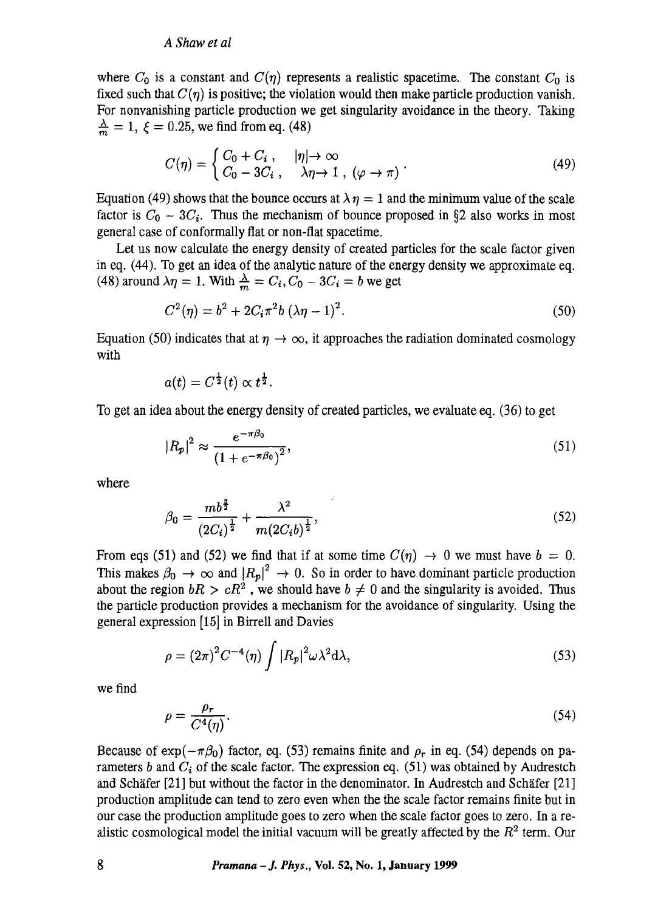where $C_0$ is a constant and $C(\eta)$ represents a realistic spacetime. The constant $C_0$ is fixed such that $C(\eta)$ is positive; the violation would then make particle production vanish. For nonvanishing particle production we get singularity avoidance in the theory. Taking $\frac{\lambda}{m} = 1$, $\xi = 0.25$, we find from eq. (48)

$$C(\eta) = \begin{cases} C_0 + C_i \,, & |\eta| \to \infty \\ C_0 - 3C_i \,, & \lambda\eta \to 1 \,,\ (\varphi \to \pi) \end{cases}. \tag{49}$$

Equation (49) shows that the bounce occurs at $\lambda\eta = 1$ and the minimum value of the scale factor is $C_0 - 3C_i$. Thus the mechanism of bounce proposed in §2 also works in most general case of conformally flat or non-flat spacetime.

Let us now calculate the energy density of created particles for the scale factor given in eq. (44). To get an idea of the analytic nature of the energy density we approximate eq. (48) around $\lambda\eta = 1$. With $\frac{\lambda}{m} = C_i, C_0 - 3C_i = b$ we get

$$C^2(\eta) = b^2 + 2C_i\pi^2 b\,(\lambda\eta - 1)^2. \tag{50}$$

Equation (50) indicates that at $\eta \to \infty$, it approaches the radiation dominated cosmology with

$$a(t) = C^{\frac{1}{2}}(t) \propto t^{\frac{1}{2}}.$$

To get an idea about the energy density of created particles, we evaluate eq. (36) to get

$$|R_p|^2 \approx \frac{e^{-\pi\beta_0}}{(1 + e^{-\pi\beta_0})^2}, \tag{51}$$

where

$$\beta_0 = \frac{mb^{\frac{3}{2}}}{(2C_i)^{\frac{1}{2}}} + \frac{\lambda^2}{m(2C_i b)^{\frac{1}{2}}}, \tag{52}$$

From eqs (51) and (52) we find that if at some time $C(\eta) \to 0$ we must have $b = 0$. This makes $\beta_0 \to \infty$ and $|R_p|^2 \to 0$. So in order to have dominant particle production about the region $bR > cR^2$, we should have $b \neq 0$ and the singularity is avoided. Thus the particle production provides a mechanism for the avoidance of singularity. Using the general expression [15] in Birrell and Davies

$$\rho = (2\pi)^2 C^{-4}(\eta) \int |R_p|^2 \omega \lambda^2 \mathrm{d}\lambda, \tag{53}$$

we find

$$\rho = \frac{\rho_r}{C^4(\eta)}. \tag{54}$$

Because of $\exp(-\pi\beta_0)$ factor, eq. (53) remains finite and $\rho_r$ in eq. (54) depends on parameters $b$ and $C_i$ of the scale factor. The expression eq. (51) was obtained by Audrestch and Schäfer [21] but without the factor in the denominator. In Audrestch and Schäfer [21] production amplitude can tend to zero even when the the scale factor remains finite but in our case the production amplitude goes to zero when the scale factor goes to zero. In a realistic cosmological model the initial vacuum will be greatly affected by the $R^2$ term. Our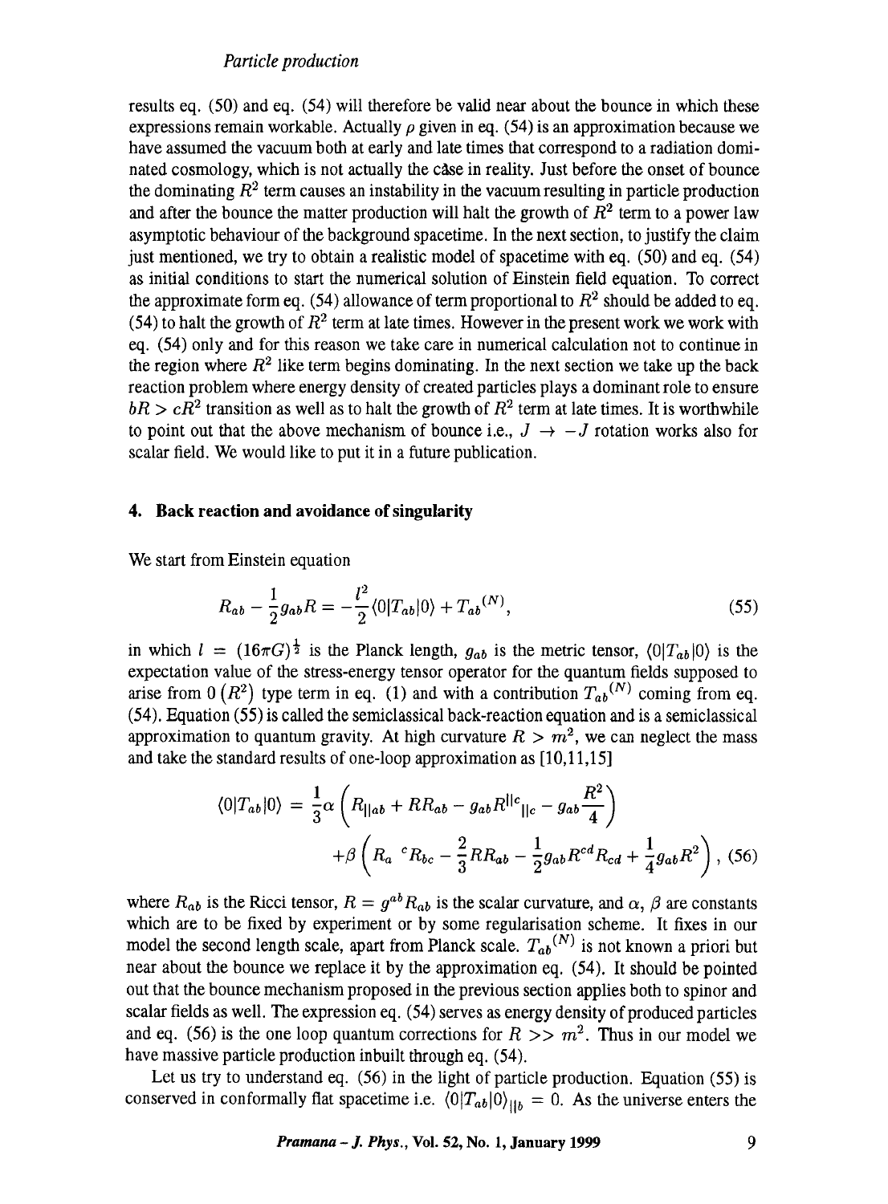results eq. (50) and eq. (54) will therefore be valid near about the bounce in which these expressions remain workable. Actually $\rho$ given in eq. (54) is an approximation because we have assumed the vacuum both at early and late times that correspond to a radiation dominated cosmology, which is not actually the case in reality. Just before the onset of bounce the dominating $R^2$ term causes an instability in the vacuum resulting in particle production and after the bounce the matter production will halt the growth of $R^2$ term to a power law asymptotic behaviour of the background spacetime. In the next section, to justify the claim just mentioned, we try to obtain a realistic model of spacetime with eq. (50) and eq. (54) as initial conditions to start the numerical solution of Einstein field equation. To correct the approximate form eq. (54) allowance of term proportional to $R^2$ should be added to eq. (54) to halt the growth of $R^2$ term at late times. However in the present work we work with eq. (54) only and for this reason we take care in numerical calculation not to continue in the region where $R^2$ like term begins dominating. In the next section we take up the back reaction problem where energy density of created particles plays a dominant role to ensure $bR > cR^2$ transition as well as to halt the growth of $R^2$ term at late times. It is worthwhile to point out that the above mechanism of bounce i.e., $J \to -J$ rotation works also for scalar field. We would like to put it in a future publication.

## 4. Back reaction and avoidance of singularity

We start from Einstein equation

$$R_{ab} - \frac{1}{2}g_{ab}R = -\frac{l^2}{2}\langle 0|T_{ab}|0\rangle + T_{ab}{}^{(N)}, \tag{55}$$

in which $l = (16\pi G)^{\frac{1}{2}}$ is the Planck length, $g_{ab}$ is the metric tensor, $\langle 0|T_{ab}|0\rangle$ is the expectation value of the stress-energy tensor operator for the quantum fields supposed to arise from $0\left(R^2\right)$ type term in eq. (1) and with a contribution $T_{ab}{}^{(N)}$ coming from eq. (54). Equation (55) is called the semiclassical back-reaction equation and is a semiclassical approximation to quantum gravity. At high curvature $R > m^2$, we can neglect the mass and take the standard results of one-loop approximation as [10,11,15]

$$\begin{aligned}\langle 0|T_{ab}|0\rangle &= \frac{1}{3}\alpha\left(R_{||ab} + RR_{ab} - g_{ab}R^{||c}{}_{||c} - g_{ab}\frac{R^2}{4}\right)\\ &\quad +\beta\left(R_a{}^cR_{bc} - \frac{2}{3}RR_{ab} - \frac{1}{2}g_{ab}R^{cd}R_{cd} + \frac{1}{4}g_{ab}R^2\right),\end{aligned} \tag{56}$$

where $R_{ab}$ is the Ricci tensor, $R = g^{ab}R_{ab}$ is the scalar curvature, and $\alpha$, $\beta$ are constants which are to be fixed by experiment or by some regularisation scheme. It fixes in our model the second length scale, apart from Planck scale. $T_{ab}{}^{(N)}$ is not known a priori but near about the bounce we replace it by the approximation eq. (54). It should be pointed out that the bounce mechanism proposed in the previous section applies both to spinor and scalar fields as well. The expression eq. (54) serves as energy density of produced particles and eq. (56) is the one loop quantum corrections for $R >> m^2$. Thus in our model we have massive particle production inbuilt through eq. (54).

Let us try to understand eq. (56) in the light of particle production. Equation (55) is conserved in conformally flat spacetime i.e. $\langle 0|T_{ab}|0\rangle_{||b} = 0$. As the universe enters the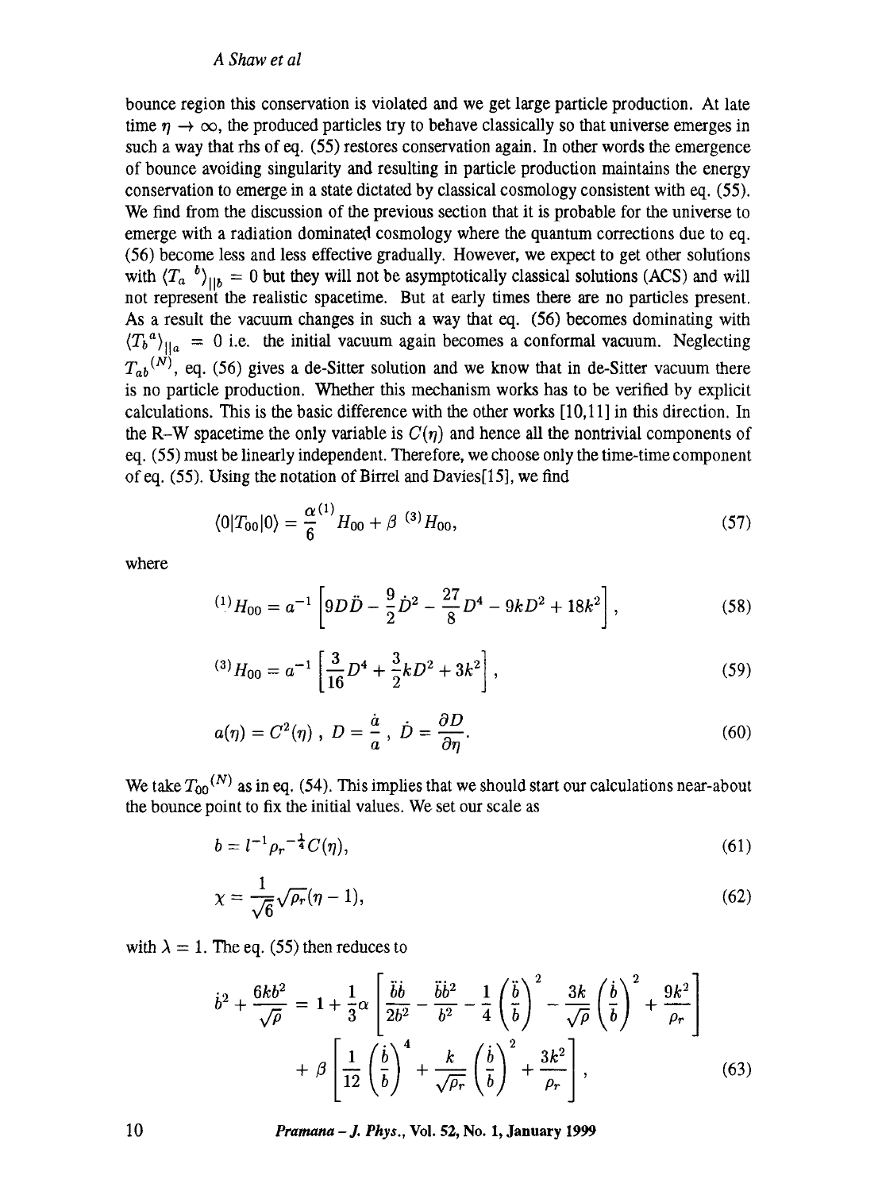bounce region this conservation is violated and we get large particle production. At late time $\eta \to \infty$, the produced particles try to behave classically so that universe emerges in such a way that rhs of eq. (55) restores conservation again. In other words the emergence of bounce avoiding singularity and resulting in particle production maintains the energy conservation to emerge in a state dictated by classical cosmology consistent with eq. (55). We find from the discussion of the previous section that it is probable for the universe to emerge with a radiation dominated cosmology where the quantum corrections due to eq. (56) become less and less effective gradually. However, we expect to get other solutions with $\langle T_a{}^b \rangle_{||b} = 0$ but they will not be asymptotically classical solutions (ACS) and will not represent the realistic spacetime. But at early times there are no particles present. As a result the vacuum changes in such a way that eq. (56) becomes dominating with $\langle T_b{}^a \rangle_{||a} = 0$ i.e. the initial vacuum again becomes a conformal vacuum. Neglecting $T_{ab}{}^{(N)}$, eq. (56) gives a de-Sitter solution and we know that in de-Sitter vacuum there is no particle production. Whether this mechanism works has to be verified by explicit calculations. This is the basic difference with the other works [10,11] in this direction. In the R–W spacetime the only variable is $C(\eta)$ and hence all the nontrivial components of eq. (55) must be linearly independent. Therefore, we choose only the time-time component of eq. (55). Using the notation of Birrel and Davies[15], we find

$$\langle 0|T_{00}|0\rangle = \frac{\alpha}{6}{}^{(1)}H_{00} + \beta\ {}^{(3)}H_{00}, \tag{57}$$

where

$${}^{(1)}H_{00} = a^{-1}\left[9D\ddot{D} - \frac{9}{2}\dot{D}^2 - \frac{27}{8}D^4 - 9kD^2 + 18k^2\right], \tag{58}$$

$${}^{(3)}H_{00} = a^{-1}\left[\frac{3}{16}D^4 + \frac{3}{2}kD^2 + 3k^2\right], \tag{59}$$

$$a(\eta) = C^2(\eta)\ ,\ D = \frac{\dot{a}}{a}\ ,\ \dot{D} = \frac{\partial D}{\partial \eta}. \tag{60}$$

We take $T_{00}{}^{(N)}$ as in eq. (54). This implies that we should start our calculations near-about the bounce point to fix the initial values. We set our scale as

$$b = l^{-1}\rho_r{}^{-\frac{1}{4}}C(\eta), \tag{61}$$

$$\chi = \frac{1}{\sqrt{6}}\sqrt{\rho_r}(\eta - 1), \tag{62}$$

with $\lambda = 1$. The eq. (55) then reduces to

$$\dot{b}^2 + \frac{6kb^2}{\sqrt{\rho}} = 1 + \frac{1}{3}\alpha\left[\frac{\ddot{b}\dot{b}}{2b^2} - \frac{\ddot{b}\dot{b}^2}{b^2} - \frac{1}{4}\left(\frac{\ddot{b}}{b}\right)^2 - \frac{3k}{\sqrt{\rho}}\left(\frac{\dot{b}}{b}\right)^2 + \frac{9k^2}{\rho_r}\right] + \beta\left[\frac{1}{12}\left(\frac{\dot{b}}{b}\right)^4 + \frac{k}{\sqrt{\rho_r}}\left(\frac{\dot{b}}{b}\right)^2 + \frac{3k^2}{\rho_r}\right], \tag{63}$$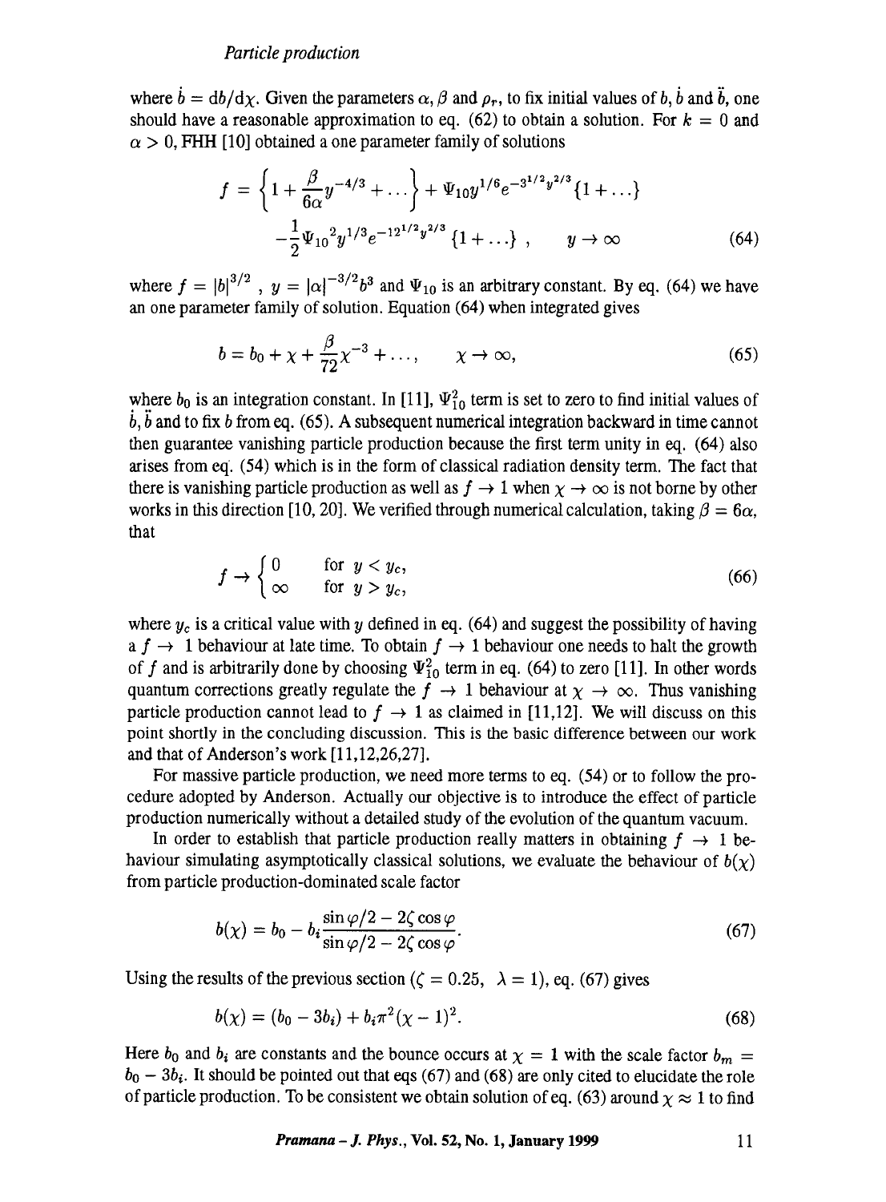where $\dot{b} = \mathrm{d}b/\mathrm{d}\chi$. Given the parameters $\alpha$, $\beta$ and $\rho_r$, to fix initial values of $b$, $\dot{b}$ and $\ddot{b}$, one should have a reasonable approximation to eq. (62) to obtain a solution. For $k = 0$ and $\alpha > 0$, FHH [10] obtained a one parameter family of solutions

$$f = \left\{1 + \frac{\beta}{6\alpha} y^{-4/3} + \ldots\right\} + \Psi_{10} y^{1/6} e^{-3^{1/2} y^{2/3}} \{1 + \ldots\}$$
$$- \frac{1}{2} {\Psi_{10}}^2 y^{1/3} e^{-12^{1/2} y^{2/3}} \{1 + \ldots\}, \qquad y \to \infty \tag{64}$$

where $f = |\dot{b}|^{3/2}$, $y = |\alpha|^{-3/2} b^3$ and $\Psi_{10}$ is an arbitrary constant. By eq. (64) we have an one parameter family of solution. Equation (64) when integrated gives

$$b = b_0 + \chi + \frac{\beta}{72} \chi^{-3} + \ldots, \qquad \chi \to \infty, \tag{65}$$

where $b_0$ is an integration constant. In [11], $\Psi_{10}^2$ term is set to zero to find initial values of $\dot{b}, \ddot{b}$ and to fix $b$ from eq. (65). A subsequent numerical integration backward in time cannot then guarantee vanishing particle production because the first term unity in eq. (64) also arises from eq. (54) which is in the form of classical radiation density term. The fact that there is vanishing particle production as well as $f \to 1$ when $\chi \to \infty$ is not borne by other works in this direction [10, 20]. We verified through numerical calculation, taking $\beta = 6\alpha$, that

$$f \to \begin{cases} 0 & \text{for } y < y_c, \\ \infty & \text{for } y > y_c, \end{cases} \tag{66}$$

where $y_c$ is a critical value with $y$ defined in eq. (64) and suggest the possibility of having a $f \to 1$ behaviour at late time. To obtain $f \to 1$ behaviour one needs to halt the growth of $f$ and is arbitrarily done by choosing $\Psi_{10}^2$ term in eq. (64) to zero [11]. In other words quantum corrections greatly regulate the $f \to 1$ behaviour at $\chi \to \infty$. Thus vanishing particle production cannot lead to $f \to 1$ as claimed in [11,12]. We will discuss on this point shortly in the concluding discussion. This is the basic difference between our work and that of Anderson's work [11,12,26,27].

For massive particle production, we need more terms to eq. (54) or to follow the procedure adopted by Anderson. Actually our objective is to introduce the effect of particle production numerically without a detailed study of the evolution of the quantum vacuum.

In order to establish that particle production really matters in obtaining $f \to 1$ behaviour simulating asymptotically classical solutions, we evaluate the behaviour of $b(\chi)$ from particle production-dominated scale factor

$$b(\chi) = b_0 - b_i \frac{\sin\varphi/2 - 2\zeta\cos\varphi}{\sin\varphi/2 - 2\zeta\cos\varphi}. \tag{67}$$

Using the results of the previous section ($\zeta = 0.25$, $\lambda = 1$), eq. (67) gives

$$b(\chi) = (b_0 - 3b_i) + b_i \pi^2 (\chi - 1)^2. \tag{68}$$

Here $b_0$ and $b_i$ are constants and the bounce occurs at $\chi = 1$ with the scale factor $b_m = b_0 - 3b_i$. It should be pointed out that eqs (67) and (68) are only cited to elucidate the role of particle production. To be consistent we obtain solution of eq. (63) around $\chi \approx 1$ to find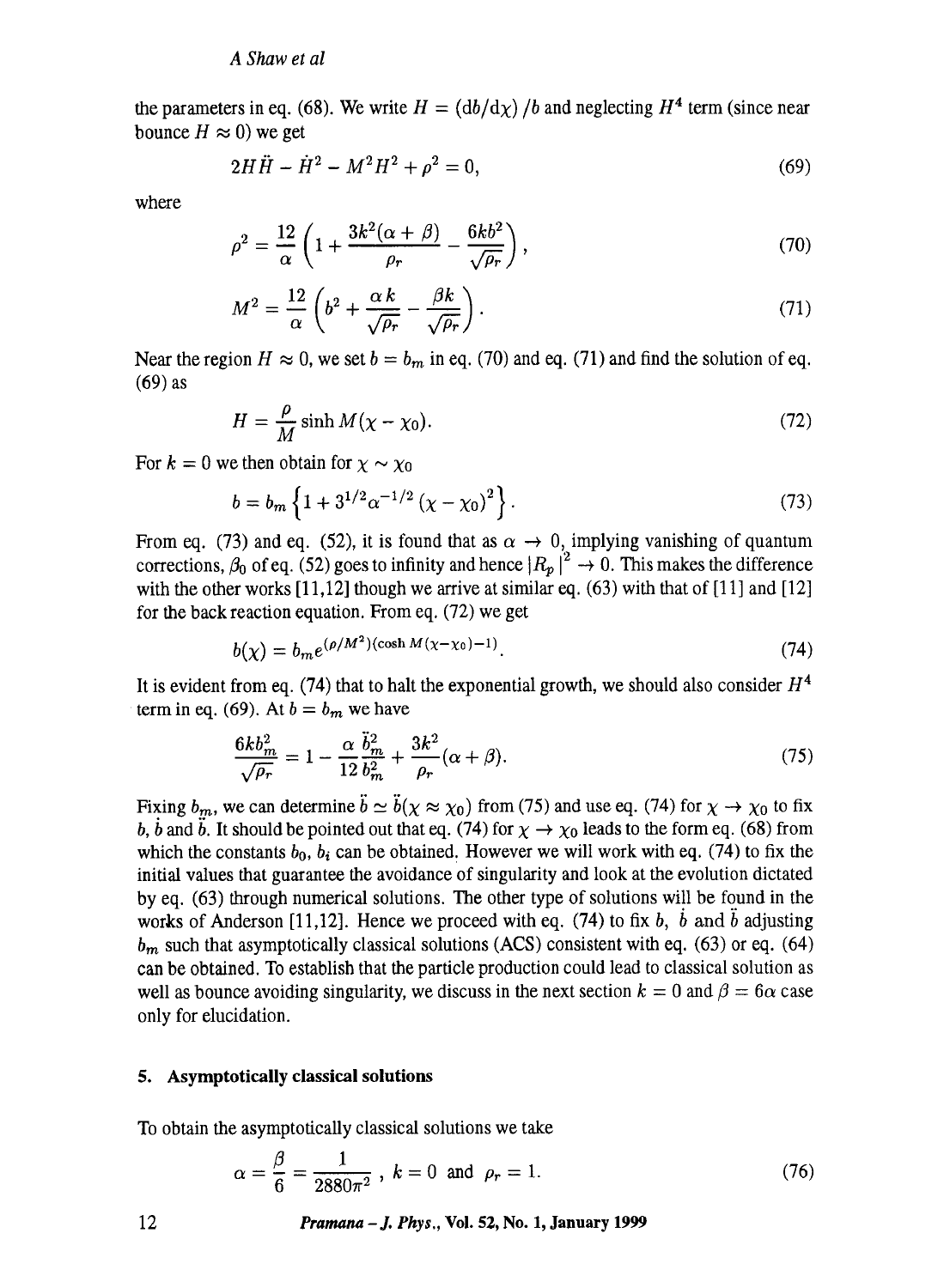the parameters in eq. (68). We write $H = (\mathrm{d}b/\mathrm{d}\chi)/b$ and neglecting $H^4$ term (since near bounce $H \approx 0$) we get

$$2H\ddot{H} - \dot{H}^2 - M^2H^2 + \rho^2 = 0, \tag{69}$$

where

$$\rho^2 = \frac{12}{\alpha}\left(1 + \frac{3k^2(\alpha+\beta)}{\rho_r} - \frac{6kb^2}{\sqrt{\rho_r}}\right), \tag{70}$$

$$M^2 = \frac{12}{\alpha}\left(b^2 + \frac{\alpha k}{\sqrt{\rho_r}} - \frac{\beta k}{\sqrt{\rho_r}}\right). \tag{71}$$

Near the region $H \approx 0$, we set $b = b_m$ in eq. (70) and eq. (71) and find the solution of eq. (69) as

$$H = \frac{\rho}{M}\sinh M(\chi - \chi_0). \tag{72}$$

For $k = 0$ we then obtain for $\chi \sim \chi_0$

$$b = b_m\left\{1 + 3^{1/2}\alpha^{-1/2}(\chi - \chi_0)^2\right\}. \tag{73}$$

From eq. (73) and eq. (52), it is found that as $\alpha \to 0$, implying vanishing of quantum corrections, $\beta_0$ of eq. (52) goes to infinity and hence $|R_p|^2 \to 0$. This makes the difference with the other works [11,12] though we arrive at similar eq. (63) with that of [11] and [12] for the back reaction equation. From eq. (72) we get

$$b(\chi) = b_m e^{(\rho/M^2)(\cosh M(\chi-\chi_0)-1)}. \tag{74}$$

It is evident from eq. (74) that to halt the exponential growth, we should also consider $H^4$ term in eq. (69). At $b = b_m$ we have

$$\frac{6kb_m^2}{\sqrt{\rho_r}} = 1 - \frac{\alpha}{12}\frac{\ddot{b}_m^2}{b_m^2} + \frac{3k^2}{\rho_r}(\alpha+\beta). \tag{75}$$

Fixing $b_m$, we can determine $\ddot{b} \simeq \ddot{b}(\chi \approx \chi_0)$ from (75) and use eq. (74) for $\chi \to \chi_0$ to fix $b$, $\dot{b}$ and $\ddot{b}$. It should be pointed out that eq. (74) for $\chi \to \chi_0$ leads to the form eq. (68) from which the constants $b_0$, $b_i$ can be obtained. However we will work with eq. (74) to fix the initial values that guarantee the avoidance of singularity and look at the evolution dictated by eq. (63) through numerical solutions. The other type of solutions will be found in the works of Anderson [11,12]. Hence we proceed with eq. (74) to fix $b$, $\dot{b}$ and $\ddot{b}$ adjusting $b_m$ such that asymptotically classical solutions (ACS) consistent with eq. (63) or eq. (64) can be obtained. To establish that the particle production could lead to classical solution as well as bounce avoiding singularity, we discuss in the next section $k = 0$ and $\beta = 6\alpha$ case only for elucidation.

## 5. Asymptotically classical solutions

To obtain the asymptotically classical solutions we take

$$\alpha = \frac{\beta}{6} = \frac{1}{2880\pi^2}, \; k = 0 \text{ and } \rho_r = 1. \tag{76}$$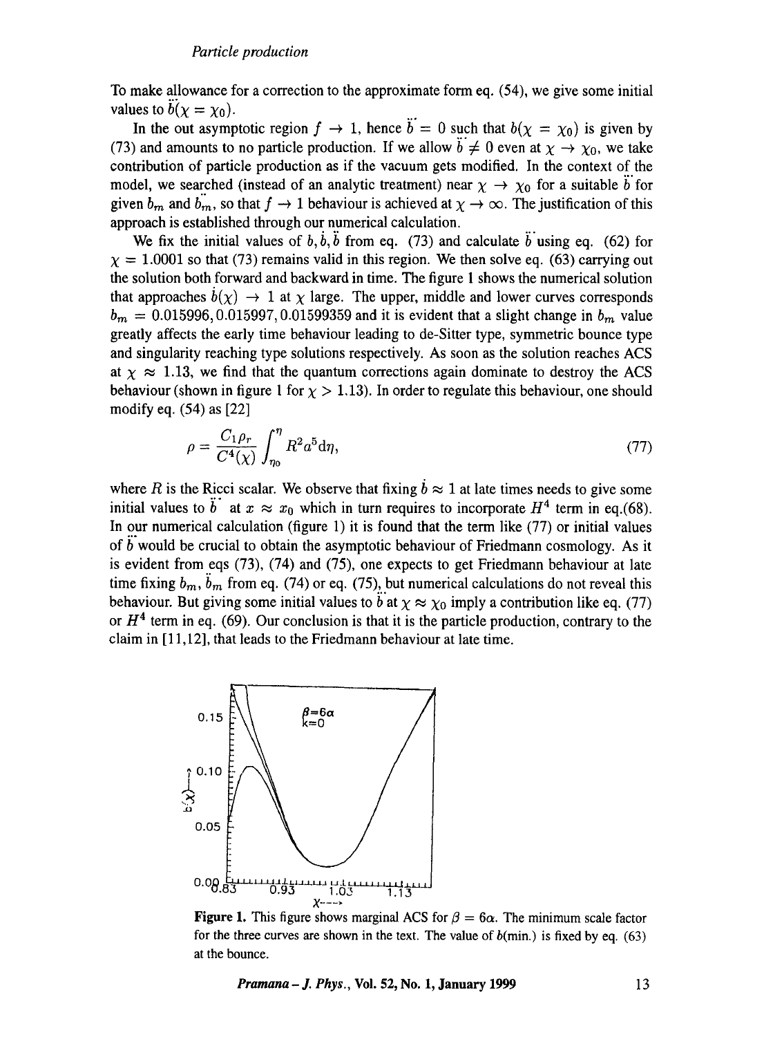To make allowance for a correction to the approximate form eq. (54), we give some initial values to $\dddot{b}(\chi = \chi_0)$.

In the out asymptotic region $f \rightarrow 1$, hence $\dddot{b} = 0$ such that $b(\chi = \chi_0)$ is given by (73) and amounts to no particle production. If we allow $\dddot{b} \neq 0$ even at $\chi \rightarrow \chi_0$, we take contribution of particle production as if the vacuum gets modified. In the context of the model, we searched (instead of an analytic treatment) near $\chi \rightarrow \chi_0$ for a suitable $\dddot{b}$ for given $b_m$ and $\ddot{b}_m$, so that $f \rightarrow 1$ behaviour is achieved at $\chi \rightarrow \infty$. The justification of this approach is established through our numerical calculation.

We fix the initial values of $b, \dot{b}, \ddot{b}$ from eq. (73) and calculate $\dddot{b}$ using eq. (62) for $\chi = 1.0001$ so that (73) remains valid in this region. We then solve eq. (63) carrying out the solution both forward and backward in time. The figure 1 shows the numerical solution that approaches $\dot{b}(\chi) \rightarrow 1$ at $\chi$ large. The upper, middle and lower curves corresponds $b_m = 0.015996, 0.015997, 0.01599359$ and it is evident that a slight change in $b_m$ value greatly affects the early time behaviour leading to de-Sitter type, symmetric bounce type and singularity reaching type solutions respectively. As soon as the solution reaches ACS at $\chi \approx 1.13$, we find that the quantum corrections again dominate to destroy the ACS behaviour (shown in figure 1 for $\chi > 1.13$). In order to regulate this behaviour, one should modify eq. (54) as [22]

$$\rho = \frac{C_1 \rho_r}{C^4(\chi)} \int_{\eta_0}^{\eta} R^2 a^5 \mathrm{d}\eta, \tag{77}$$

where $R$ is the Ricci scalar. We observe that fixing $\dot{b} \approx 1$ at late times needs to give some initial values to $\dddot{b}$ at $x \approx x_0$ which in turn requires to incorporate $H^4$ term in eq.(68). In our numerical calculation (figure 1) it is found that the term like (77) or initial values of $\dddot{b}$ would be crucial to obtain the asymptotic behaviour of Friedmann cosmology. As it is evident from eqs (73), (74) and (75), one expects to get Friedmann behaviour at late time fixing $b_m$, $\ddot{b}_m$ from eq. (74) or eq. (75), but numerical calculations do not reveal this behaviour. But giving some initial values to $\dddot{b}$ at $\chi \approx \chi_0$ imply a contribution like eq. (77) or $H^4$ term in eq. (69). Our conclusion is that it is the particle production, contrary to the claim in [11,12], that leads to the Friedmann behaviour at late time.

**Figure 1.** This figure shows marginal ACS for $\beta = 6\alpha$. The minimum scale factor for the three curves are shown in the text. The value of $b$(min.) is fixed by eq. (63) at the bounce.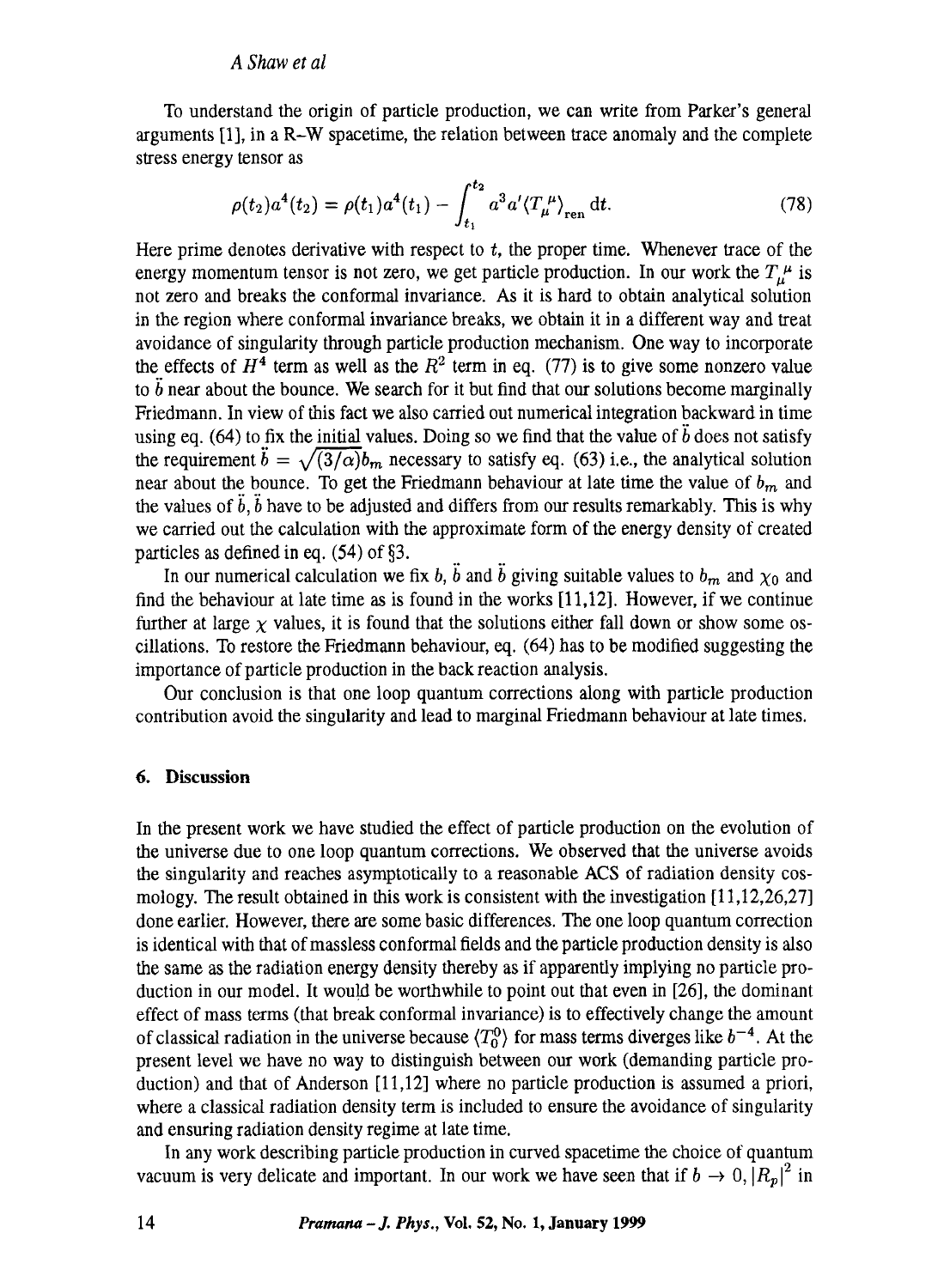To understand the origin of particle production, we can write from Parker's general arguments [1], in a R–W spacetime, the relation between trace anomaly and the complete stress energy tensor as

$$\rho(t_2)a^4(t_2) = \rho(t_1)a^4(t_1) - \int_{t_1}^{t_2} a^3 a' \langle T_\mu^{\ \mu} \rangle_{\text{ren}} \, \mathrm{d}t. \tag{78}$$

Here prime denotes derivative with respect to $t$, the proper time. Whenever trace of the energy momentum tensor is not zero, we get particle production. In our work the $T_\mu^{\ \mu}$ is not zero and breaks the conformal invariance. As it is hard to obtain analytical solution in the region where conformal invariance breaks, we obtain it in a different way and treat avoidance of singularity through particle production mechanism. One way to incorporate the effects of $H^4$ term as well as the $R^2$ term in eq. (77) is to give some nonzero value to $\dot{b}$ near about the bounce. We search for it but find that our solutions become marginally Friedmann. In view of this fact we also carried out numerical integration backward in time using eq. (64) to fix the initial values. Doing so we find that the value of $\ddot{b}$ does not satisfy the requirement $\ddot{b} = \sqrt{(3/\alpha)} b_m$ necessary to satisfy eq. (63) i.e., the analytical solution near about the bounce. To get the Friedmann behaviour at late time the value of $b_m$ and the values of $\dot{b}, \ddot{b}$ have to be adjusted and differs from our results remarkably. This is why we carried out the calculation with the approximate form of the energy density of created particles as defined in eq. (54) of §3.

In our numerical calculation we fix $b$, $\dot{b}$ and $\ddot{b}$ giving suitable values to $b_m$ and $\chi_0$ and find the behaviour at late time as is found in the works [11,12]. However, if we continue further at large $\chi$ values, it is found that the solutions either fall down or show some oscillations. To restore the Friedmann behaviour, eq. (64) has to be modified suggesting the importance of particle production in the back reaction analysis.

Our conclusion is that one loop quantum corrections along with particle production contribution avoid the singularity and lead to marginal Friedmann behaviour at late times.

## 6. Discussion

In the present work we have studied the effect of particle production on the evolution of the universe due to one loop quantum corrections. We observed that the universe avoids the singularity and reaches asymptotically to a reasonable ACS of radiation density cosmology. The result obtained in this work is consistent with the investigation [11,12,26,27] done earlier. However, there are some basic differences. The one loop quantum correction is identical with that of massless conformal fields and the particle production density is also the same as the radiation energy density thereby as if apparently implying no particle production in our model. It would be worthwhile to point out that even in [26], the dominant effect of mass terms (that break conformal invariance) is to effectively change the amount of classical radiation in the universe because $\langle T_0^0 \rangle$ for mass terms diverges like $b^{-4}$. At the present level we have no way to distinguish between our work (demanding particle production) and that of Anderson [11,12] where no particle production is assumed a priori, where a classical radiation density term is included to ensure the avoidance of singularity and ensuring radiation density regime at late time.

In any work describing particle production in curved spacetime the choice of quantum vacuum is very delicate and important. In our work we have seen that if $b \to 0, |R_p|^2$ in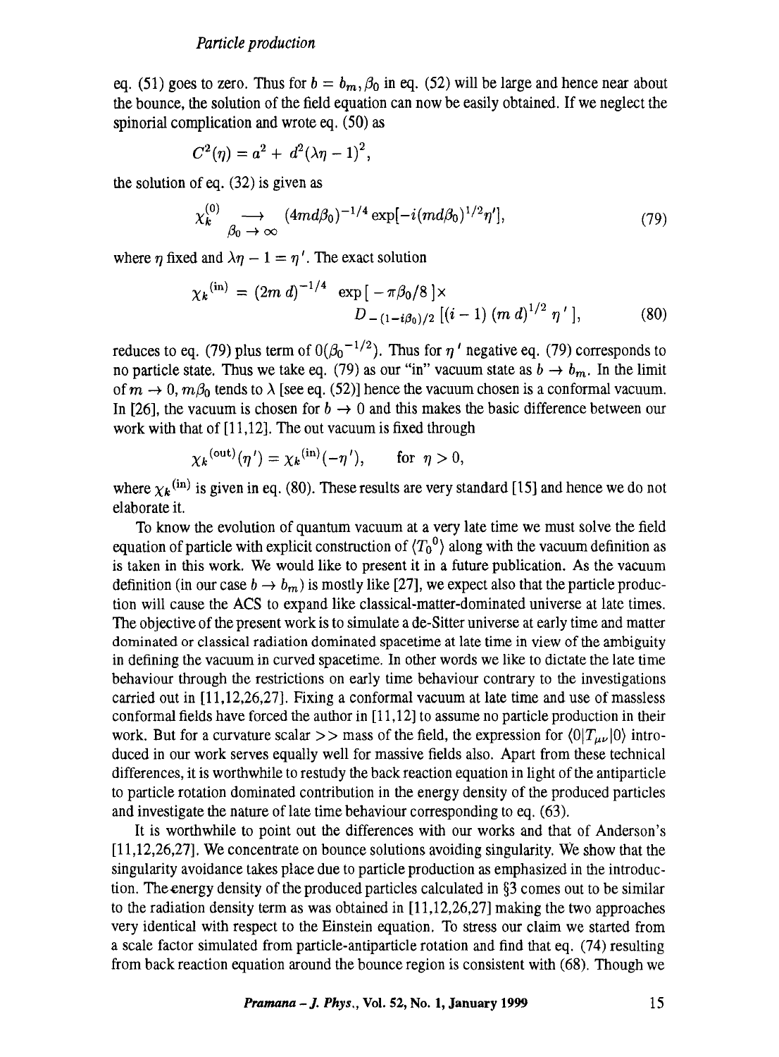eq. (51) goes to zero. Thus for $b = b_m$, $\beta_0$ in eq. (52) will be large and hence near about the bounce, the solution of the field equation can now be easily obtained. If we neglect the spinorial complication and wrote eq. (50) as

$$C^2(\eta) = a^2 + d^2(\lambda\eta - 1)^2,$$

the solution of eq. (32) is given as

$$\chi_k^{(0)} \underset{\beta_0 \to \infty}{\longrightarrow} (4md\beta_0)^{-1/4} \exp[-i(md\beta_0)^{1/2}\eta'], \tag{79}$$

where $\eta$ fixed and $\lambda\eta - 1 = \eta'$. The exact solution

$$\chi_k^{(\mathrm{in})} = (2m\,d)^{-1/4} \,\exp[\,-\pi\beta_0/8\,]\times D_{-(1-i\beta_0)/2}\,[(i-1)\,(m\,d)^{1/2}\,\eta'\,], \tag{80}$$

reduces to eq. (79) plus term of $0({\beta_0}^{-1/2})$. Thus for $\eta'$ negative eq. (79) corresponds to no particle state. Thus we take eq. (79) as our "in" vacuum state as $b \to b_m$. In the limit of $m \to 0$, $m\beta_0$ tends to $\lambda$ [see eq. (52)] hence the vacuum chosen is a conformal vacuum. In [26], the vacuum is chosen for $b \to 0$ and this makes the basic difference between our work with that of [11,12]. The out vacuum is fixed through

$$\chi_k^{(\mathrm{out})}(\eta') = \chi_k^{(\mathrm{in})}(-\eta'), \qquad \text{for } \eta > 0,$$

where $\chi_k^{(\mathrm{in})}$ is given in eq. (80). These results are very standard [15] and hence we do not elaborate it.

To know the evolution of quantum vacuum at a very late time we must solve the field equation of particle with explicit construction of $\langle {T_0}^0 \rangle$ along with the vacuum definition as is taken in this work. We would like to present it in a future publication. As the vacuum definition (in our case $b \to b_m$) is mostly like [27], we expect also that the particle production will cause the ACS to expand like classical-matter-dominated universe at late times. The objective of the present work is to simulate a de-Sitter universe at early time and matter dominated or classical radiation dominated spacetime at late time in view of the ambiguity in defining the vacuum in curved spacetime. In other words we like to dictate the late time behaviour through the restrictions on early time behaviour contrary to the investigations carried out in [11,12,26,27]. Fixing a conformal vacuum at late time and use of massless conformal fields have forced the author in [11,12] to assume no particle production in their work. But for a curvature scalar >> mass of the field, the expression for $\langle 0|T_{\mu\nu}|0\rangle$ introduced in our work serves equally well for massive fields also. Apart from these technical differences, it is worthwhile to restudy the back reaction equation in light of the antiparticle to particle rotation dominated contribution in the energy density of the produced particles and investigate the nature of late time behaviour corresponding to eq. (63).

It is worthwhile to point out the differences with our works and that of Anderson's [11,12,26,27]. We concentrate on bounce solutions avoiding singularity. We show that the singularity avoidance takes place due to particle production as emphasized in the introduction. The energy density of the produced particles calculated in §3 comes out to be similar to the radiation density term as was obtained in [11,12,26,27] making the two approaches very identical with respect to the Einstein equation. To stress our claim we started from a scale factor simulated from particle-antiparticle rotation and find that eq. (74) resulting from back reaction equation around the bounce region is consistent with (68). Though we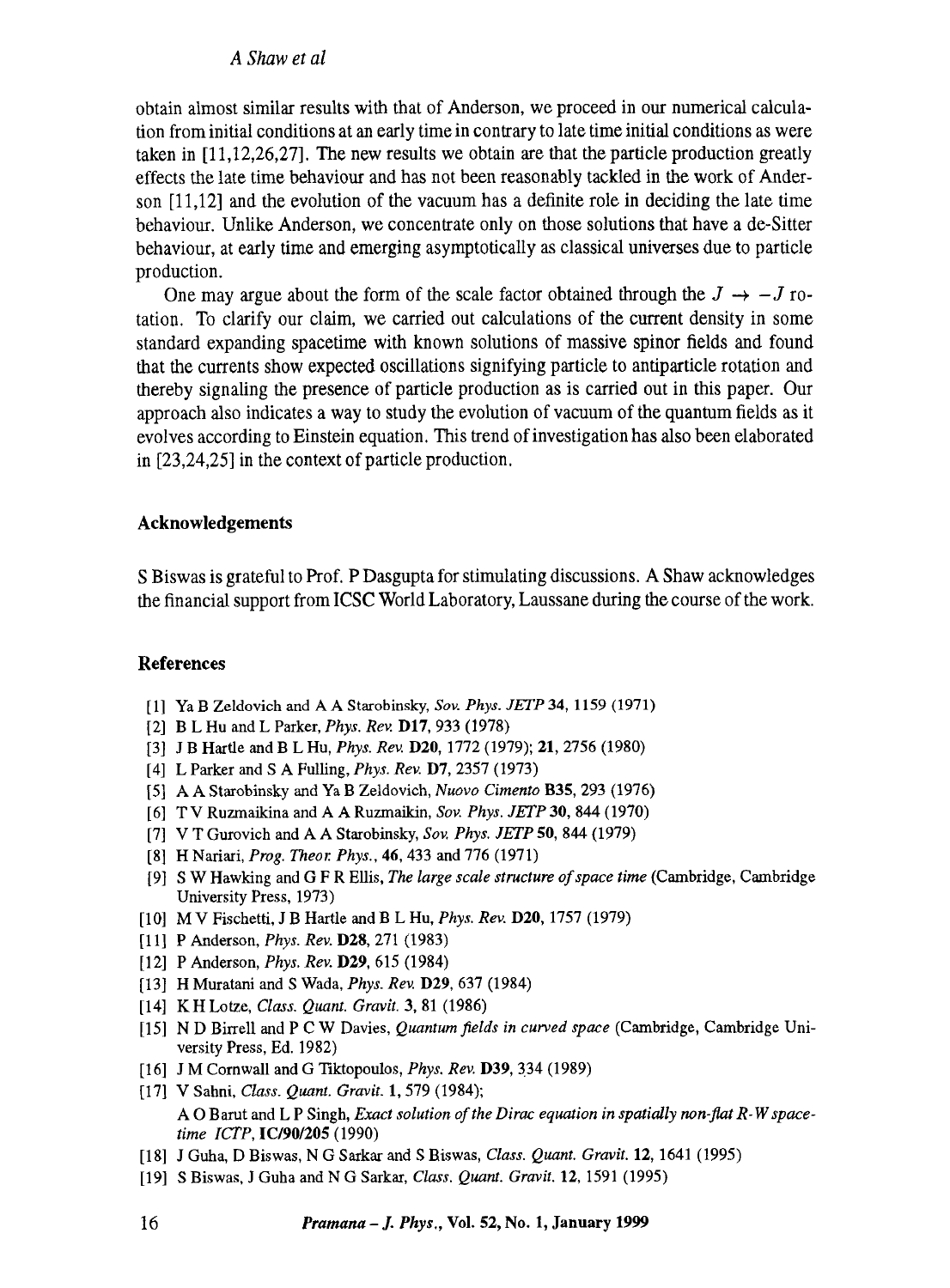obtain almost similar results with that of Anderson, we proceed in our numerical calculation from initial conditions at an early time in contrary to late time initial conditions as were taken in [11,12,26,27]. The new results we obtain are that the particle production greatly effects the late time behaviour and has not been reasonably tackled in the work of Anderson [11,12] and the evolution of the vacuum has a definite role in deciding the late time behaviour. Unlike Anderson, we concentrate only on those solutions that have a de-Sitter behaviour, at early time and emerging asymptotically as classical universes due to particle production.

One may argue about the form of the scale factor obtained through the $J \rightarrow -J$ rotation. To clarify our claim, we carried out calculations of the current density in some standard expanding spacetime with known solutions of massive spinor fields and found that the currents show expected oscillations signifying particle to antiparticle rotation and thereby signaling the presence of particle production as is carried out in this paper. Our approach also indicates a way to study the evolution of vacuum of the quantum fields as it evolves according to Einstein equation. This trend of investigation has also been elaborated in [23,24,25] in the context of particle production.

## Acknowledgements

S Biswas is grateful to Prof. P Dasgupta for stimulating discussions. A Shaw acknowledges the financial support from ICSC World Laboratory, Laussane during the course of the work.

## References

[1] Ya B Zeldovich and A A Starobinsky, *Sov. Phys. JETP* **34**, 1159 (1971)

[2] B L Hu and L Parker, *Phys. Rev.* **D17**, 933 (1978)

[3] J B Hartle and B L Hu, *Phys. Rev.* **D20**, 1772 (1979); **21**, 2756 (1980)

[4] L Parker and S A Fulling, *Phys. Rev.* **D7**, 2357 (1973)

[5] A A Starobinsky and Ya B Zeldovich, *Nuovo Cimento* **B35**, 293 (1976)

[6] T V Ruzmaikina and A A Ruzmaikin, *Sov. Phys. JETP* **30**, 844 (1970)

[7] V T Gurovich and A A Starobinsky, *Sov. Phys. JETP* **50**, 844 (1979)

[8] H Nariari, *Prog. Theor. Phys.*, **46**, 433 and 776 (1971)

[9] S W Hawking and G F R Ellis, *The large scale structure of space time* (Cambridge, Cambridge University Press, 1973)

[10] M V Fischetti, J B Hartle and B L Hu, *Phys. Rev.* **D20**, 1757 (1979)

[11] P Anderson, *Phys. Rev.* **D28**, 271 (1983)

[12] P Anderson, *Phys. Rev.* **D29**, 615 (1984)

[13] H Muratani and S Wada, *Phys. Rev.* **D29**, 637 (1984)

[14] K H Lotze, *Class. Quant. Gravit.* **3**, 81 (1986)

[15] N D Birrell and P C W Davies, *Quantum fields in curved space* (Cambridge, Cambridge University Press, Ed. 1982)

[16] J M Cornwall and G Tiktopoulos, *Phys. Rev.* **D39**, 334 (1989)

[17] V Sahni, *Class. Quant. Gravit.* **1**, 579 (1984);
A O Barut and L P Singh, *Exact solution of the Dirac equation in spatially non-flat R-W spacetime ICTP*, **IC/90/205** (1990)

[18] J Guha, D Biswas, N G Sarkar and S Biswas, *Class. Quant. Gravit.* **12**, 1641 (1995)

[19] S Biswas, J Guha and N G Sarkar, *Class. Quant. Gravit.* **12**, 1591 (1995)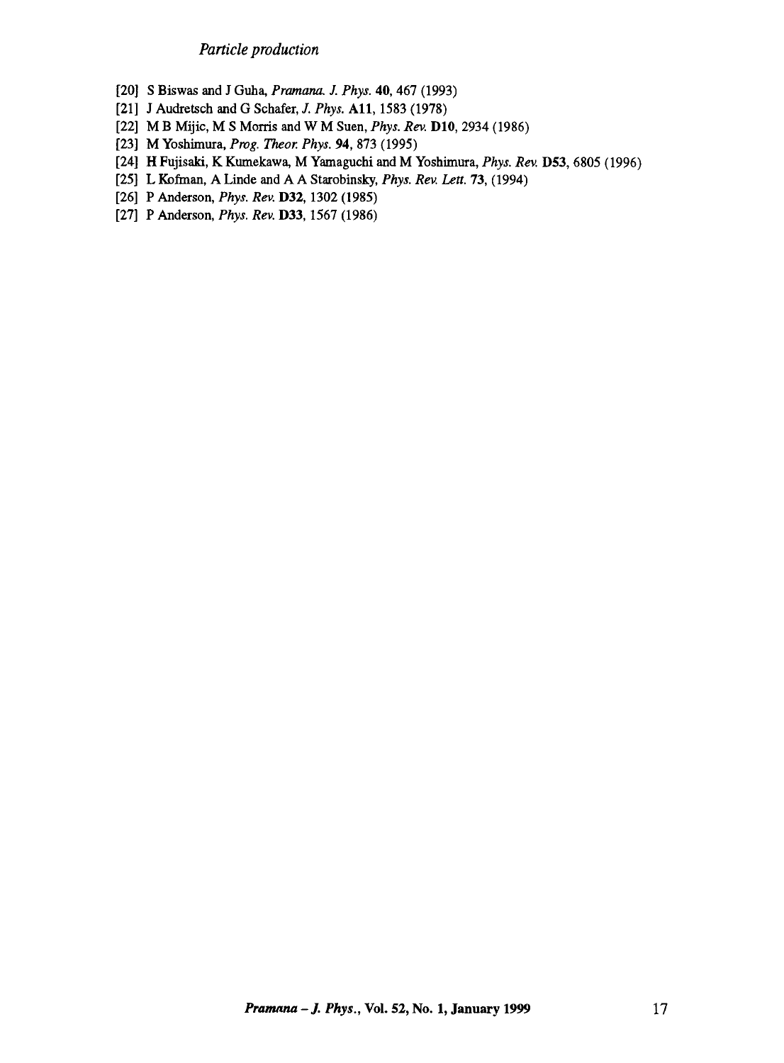[20] S Biswas and J Guha, *Pramana. J. Phys.* **40**, 467 (1993)

[21] J Audretsch and G Schafer, *J. Phys.* **A11**, 1583 (1978)

[22] M B Mijic, M S Morris and W M Suen, *Phys. Rev.* **D10**, 2934 (1986)

[23] M Yoshimura, *Prog. Theor. Phys.* **94**, 873 (1995)

[24] H Fujisaki, K Kumekawa, M Yamaguchi and M Yoshimura, *Phys. Rev.* **D53**, 6805 (1996)

[25] L Kofman, A Linde and A A Starobinsky, *Phys. Rev. Lett.* **73**, (1994)

[26] P Anderson, *Phys. Rev.* **D32**, 1302 (1985)

[27] P Anderson, *Phys. Rev.* **D33**, 1567 (1986)